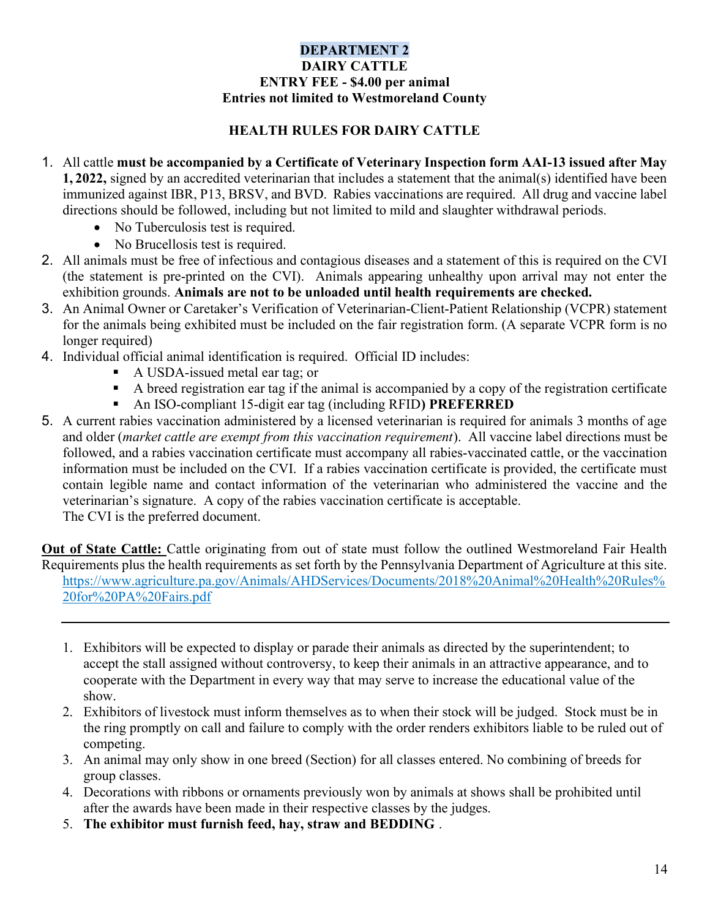# DEPARTMENT 2

## DAIRY CATTLE

### ENTRY FEE - $4.00 per animal

### Entries not limited to Westmoreland County

### HEALTH RULES FOR DAIRY CATTLE

1. All cattle **must be accompanied by a Certificate of Veterinary Inspection form AAI-13 issued after May 1, 2022,** signed by an accredited veterinarian that includes a statement that the animal(s) identified have been immunized against IBR, P13, BRSV, and BVD. Rabies vaccinations are required. All drug and vaccine label directions should be followed, including but not limited to mild and slaughter withdrawal periods.
   - No Tuberculosis test is required.
   - No Brucellosis test is required.
2. All animals must be free of infectious and contagious diseases and a statement of this is required on the CVI (the statement is pre-printed on the CVI). Animals appearing unhealthy upon arrival may not enter the exhibition grounds. **Animals are not to be unloaded until health requirements are checked.**
3. An Animal Owner or Caretaker's Verification of Veterinarian-Client-Patient Relationship (VCPR) statement for the animals being exhibited must be included on the fair registration form. (A separate VCPR form is no longer required)
4. Individual official animal identification is required. Official ID includes:
   - A USDA-issued metal ear tag; or
   - A breed registration ear tag if the animal is accompanied by a copy of the registration certificate
   - An ISO-compliant 15-digit ear tag (including RFID**) PREFERRED**
5. A current rabies vaccination administered by a licensed veterinarian is required for animals 3 months of age and older (*market cattle are exempt from this vaccination requirement*). All vaccine label directions must be followed, and a rabies vaccination certificate must accompany all rabies-vaccinated cattle, or the vaccination information must be included on the CVI. If a rabies vaccination certificate is provided, the certificate must contain legible name and contact information of the veterinarian who administered the vaccine and the veterinarian's signature. A copy of the rabies vaccination certificate is acceptable.
   The CVI is the preferred document.

**Out of State Cattle:** Cattle originating from out of state must follow the outlined Westmoreland Fair Health Requirements plus the health requirements as set forth by the Pennsylvania Department of Agriculture at this site. https://www.agriculture.pa.gov/Animals/AHDServices/Documents/2018%20Animal%20Health%20Rules%20for%20PA%20Fairs.pdf

---

1. Exhibitors will be expected to display or parade their animals as directed by the superintendent; to accept the stall assigned without controversy, to keep their animals in an attractive appearance, and to cooperate with the Department in every way that may serve to increase the educational value of the show.
2. Exhibitors of livestock must inform themselves as to when their stock will be judged. Stock must be in the ring promptly on call and failure to comply with the order renders exhibitors liable to be ruled out of competing.
3. An animal may only show in one breed (Section) for all classes entered. No combining of breeds for group classes.
4. Decorations with ribbons or ornaments previously won by animals at shows shall be prohibited until after the awards have been made in their respective classes by the judges.
5. **The exhibitor must furnish feed, hay, straw and BEDDING** .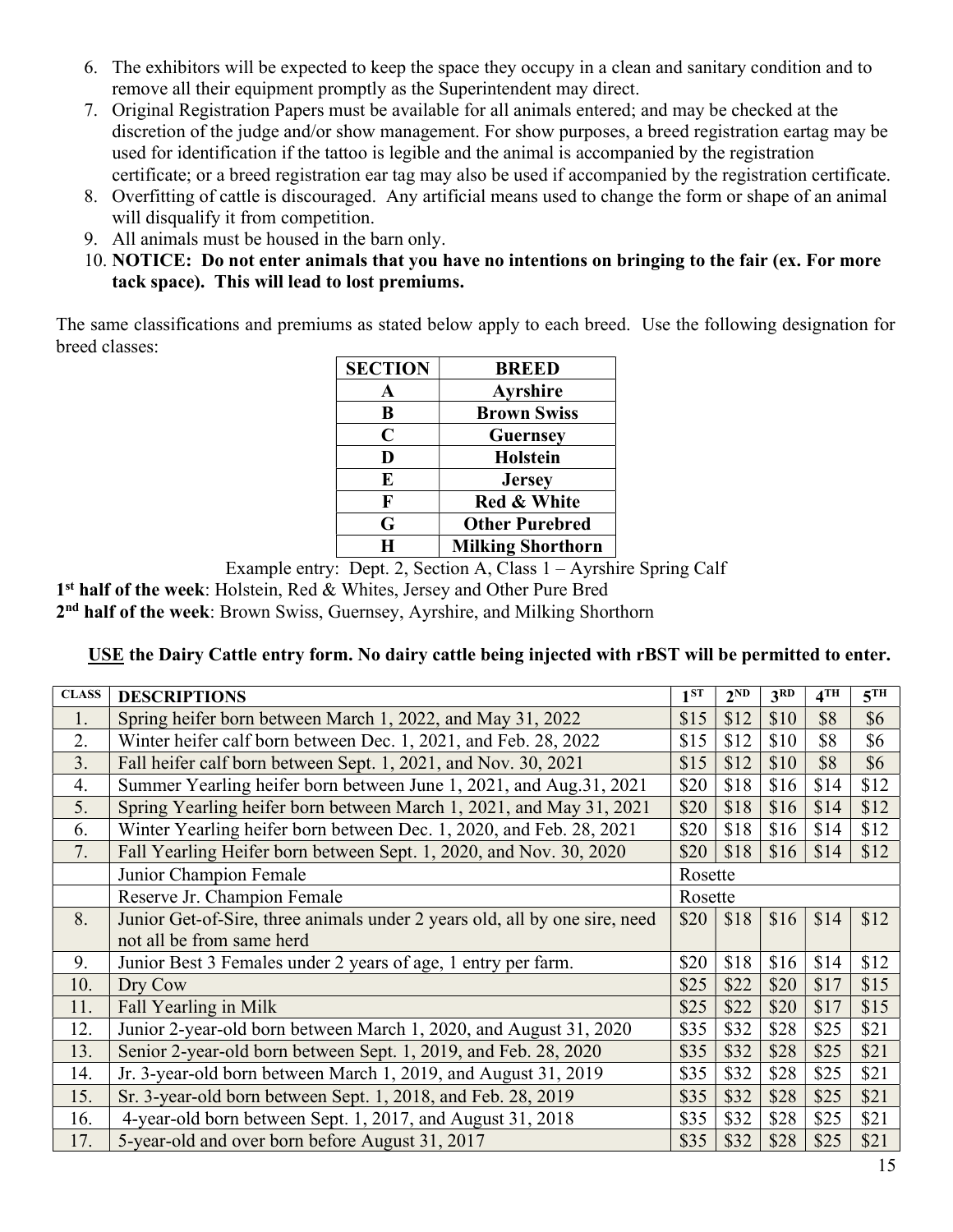6. The exhibitors will be expected to keep the space they occupy in a clean and sanitary condition and to remove all their equipment promptly as the Superintendent may direct.
7. Original Registration Papers must be available for all animals entered; and may be checked at the discretion of the judge and/or show management. For show purposes, a breed registration eartag may be used for identification if the tattoo is legible and the animal is accompanied by the registration certificate; or a breed registration ear tag may also be used if accompanied by the registration certificate.
8. Overfitting of cattle is discouraged. Any artificial means used to change the form or shape of an animal will disqualify it from competition.
9. All animals must be housed in the barn only.
10. **NOTICE: Do not enter animals that you have no intentions on bringing to the fair (ex. For more tack space). This will lead to lost premiums.**

The same classifications and premiums as stated below apply to each breed. Use the following designation for breed classes:

| SECTION | BREED |
|---|---|
| A | Ayrshire |
| B | Brown Swiss |
| C | Guernsey |
| D | Holstein |
| E | Jersey |
| F | Red & White |
| G | Other Purebred |
| H | Milking Shorthorn |

Example entry: Dept. 2, Section A, Class 1 – Ayrshire Spring Calf

**1st half of the week**: Holstein, Red & Whites, Jersey and Other Pure Bred

**2nd half of the week**: Brown Swiss, Guernsey, Ayrshire, and Milking Shorthorn

**<u>USE</u> the Dairy Cattle entry form. No dairy cattle being injected with rBST will be permitted to enter.**

| CLASS | DESCRIPTIONS | 1ST | 2ND | 3RD | 4TH | 5TH |
|---|---|---|---|---|---|---|
| 1. | Spring heifer born between March 1, 2022, and May 31, 2022 | $15 | $12 | $10 | $8 | $6 |
| 2. | Winter heifer calf born between Dec. 1, 2021, and Feb. 28, 2022 | $15 | $12 | $10 | $8 | $6 |
| 3. | Fall heifer calf born between Sept. 1, 2021, and Nov. 30, 2021 | $15 | $12 | $10 | $8 | $6 |
| 4. | Summer Yearling heifer born between June 1, 2021, and Aug.31, 2021 | $20 | $18 | $16 | $14 | $12 |
| 5. | Spring Yearling heifer born between March 1, 2021, and May 31, 2021 | $20 | $18 | $16 | $14 | $12 |
| 6. | Winter Yearling heifer born between Dec. 1, 2020, and Feb. 28, 2021 | $20 | $18 | $16 | $14 | $12 |
| 7. | Fall Yearling Heifer born between Sept. 1, 2020, and Nov. 30, 2020 | $20 | $18 | $16 | $14 | $12 |
| | Junior Champion Female | Rosette | | | | |
| | Reserve Jr. Champion Female | Rosette | | | | |
| 8. | Junior Get-of-Sire, three animals under 2 years old, all by one sire, need not all be from same herd | $20 | $18 | $16 | $14 | $12 |
| 9. | Junior Best 3 Females under 2 years of age, 1 entry per farm. | $20 | $18 | $16 | $14 | $12 |
| 10. | Dry Cow | $25 | $22 | $20 | $17 | $15 |
| 11. | Fall Yearling in Milk | $25 | $22 | $20 | $17 | $15 |
| 12. | Junior 2-year-old born between March 1, 2020, and August 31, 2020 | $35 | $32 | $28 | $25 | $21 |
| 13. | Senior 2-year-old born between Sept. 1, 2019, and Feb. 28, 2020 | $35 | $32 | $28 | $25 | $21 |
| 14. | Jr. 3-year-old born between March 1, 2019, and August 31, 2019 | $35 | $32 | $28 | $25 | $21 |
| 15. | Sr. 3-year-old born between Sept. 1, 2018, and Feb. 28, 2019 | $35 | $32 | $28 | $25 | $21 |
| 16. | 4-year-old born between Sept. 1, 2017, and August 31, 2018 | $35 | $32 | $28 | $25 | $21 |
| 17. | 5-year-old and over born before August 31, 2017 | $35 | $32 | $28 | $25 | $21 |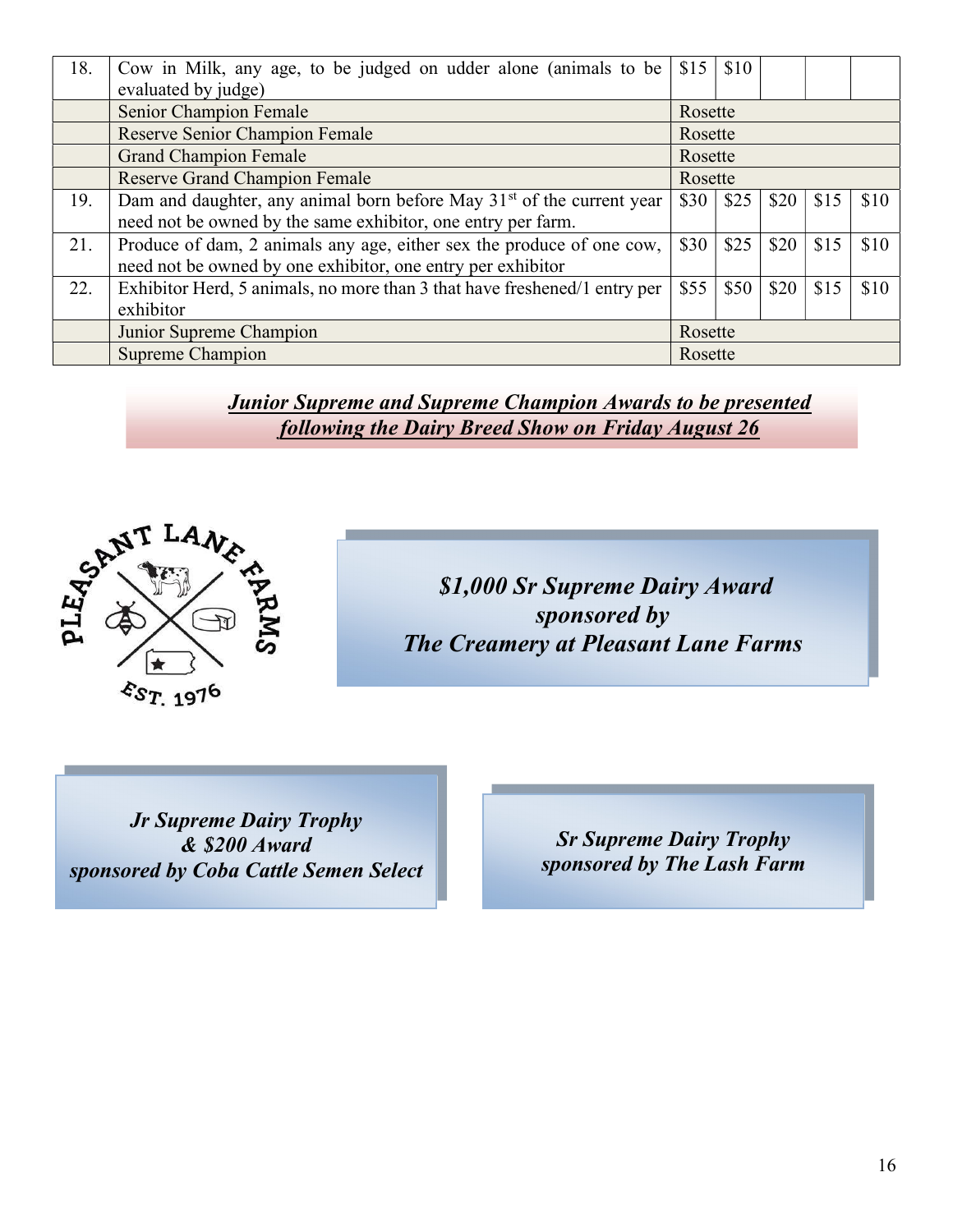| | | | | | | |
|---|---|---|---|---|---|---|
| 18. | Cow in Milk, any age, to be judged on udder alone (animals to be evaluated by judge) | $15 | $10 | | | |
| | Senior Champion Female | Rosette | | | | |
| | Reserve Senior Champion Female | Rosette | | | | |
| | Grand Champion Female | Rosette | | | | |
| | Reserve Grand Champion Female | Rosette | | | | |
| 19. | Dam and daughter, any animal born before May 31st of the current year need not be owned by the same exhibitor, one entry per farm. | $30 | $25 | $20 | $15 | $10 |
| 21. | Produce of dam, 2 animals any age, either sex the produce of one cow, need not be owned by one exhibitor, one entry per exhibitor | $30 | $25 | $20 | $15 | $10 |
| 22. | Exhibitor Herd, 5 animals, no more than 3 that have freshened/1 entry per exhibitor | $55 | $50 | $20 | $15 | $10 |
| | Junior Supreme Champion | Rosette | | | | |
| | Supreme Champion | Rosette | | | | |

***Junior Supreme and Supreme Champion Awards to be presented following the Dairy Breed Show on Friday August 26***

PLEASANT LANE FARMS
EST. 1976

***$1,000 Sr Supreme Dairy Award sponsored by The Creamery at Pleasant Lane Farms***

***Jr Supreme Dairy Trophy & $200 Award sponsored by Coba Cattle Semen Select***

***Sr Supreme Dairy Trophy sponsored by The Lash Farm***